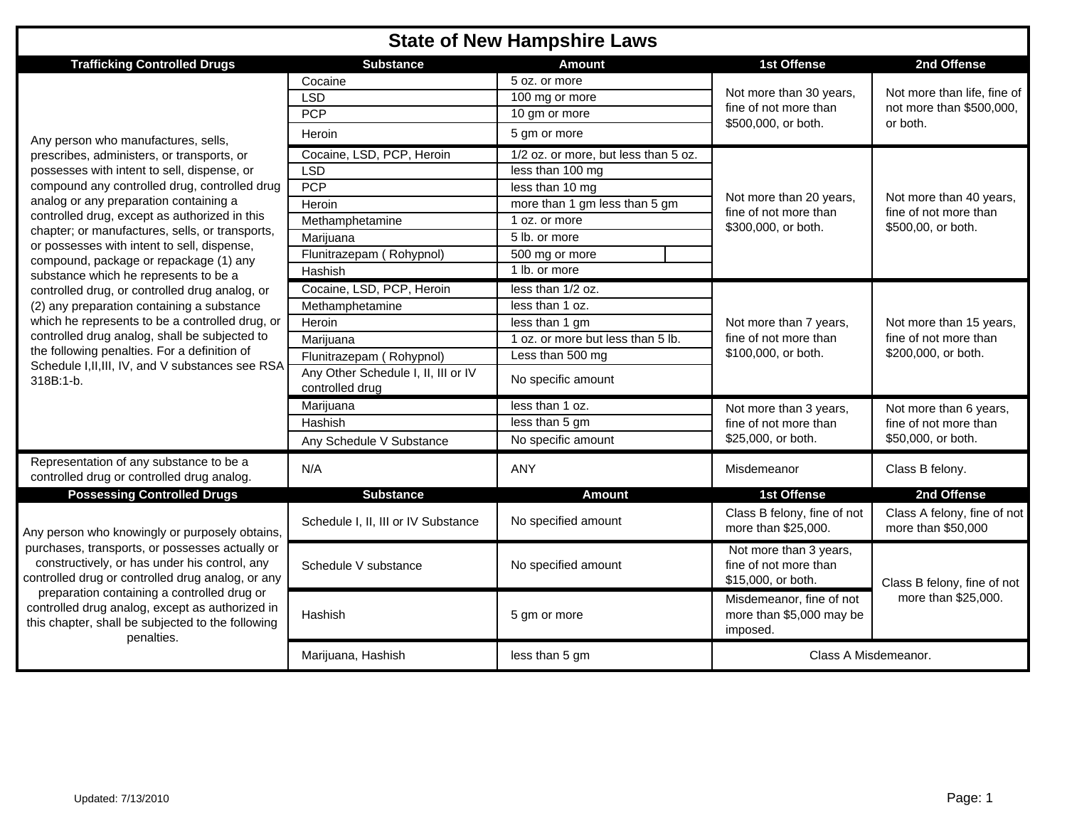# State of New Hampshire Laws

| Trafficking Controlled Drugs | Substance | Amount | 1st Offense | 2nd Offense |
|---|---|---|---|---|
| Any person who manufactures, sells, prescribes, administers, or transports, or possesses with intent to sell, dispense, or compound any controlled drug, controlled drug analog or any preparation containing a controlled drug, except as authorized in this chapter; or manufactures, sells, or transports, or possesses with intent to sell, dispense, compound, package or repackage (1) any substance which he represents to be a controlled drug, or controlled drug analog, or (2) any preparation containing a substance which he represents to be a controlled drug, or controlled drug analog, shall be subjected to the following penalties. For a definition of Schedule I,II,III, IV, and V substances see RSA 318B:1-b. | Cocaine | 5 oz. or more | Not more than 30 years, fine of not more than $500,000, or both. | Not more than life, fine of not more than $500,000, or both. |
| | LSD | 100 mg or more | | |
| | PCP | 10 gm or more | | |
| | Heroin | 5 gm or more | | |
| | Cocaine, LSD, PCP, Heroin | 1/2 oz. or more, but less than 5 oz. | Not more than 20 years, fine of not more than $300,000, or both. | Not more than 40 years, fine of not more than $500,00, or both. |
| | LSD | less than 100 mg | | |
| | PCP | less than 10 mg | | |
| | Heroin | more than 1 gm less than 5 gm | | |
| | Methamphetamine | 1 oz. or more | | |
| | Marijuana | 5 lb. or more | | |
| | Flunitrazepam ( Rohypnol) | 500 mg or more | | |
| | Hashish | 1 lb. or more | | |
| | Cocaine, LSD, PCP, Heroin | less than 1/2 oz. | Not more than 7 years, fine of not more than $100,000, or both. | Not more than 15 years, fine of not more than $200,000, or both. |
| | Methamphetamine | less than 1 oz. | | |
| | Heroin | less than 1 gm | | |
| | Marijuana | 1 oz. or more but less than 5 lb. | | |
| | Flunitrazepam ( Rohypnol) | Less than 500 mg | | |
| | Any Other Schedule I, II, III or IV controlled drug | No specific amount | | |
| | Marijuana | less than 1 oz. | Not more than 3 years, fine of not more than $25,000, or both. | Not more than 6 years, fine of not more than $50,000, or both. |
| | Hashish | less than 5 gm | | |
| | Any Schedule V Substance | No specific amount | | |
| Representation of any substance to be a controlled drug or controlled drug analog. | N/A | ANY | Misdemeanor | Class B felony. |
| **Possessing Controlled Drugs** | **Substance** | **Amount** | **1st Offense** | **2nd Offense** |
| Any person who knowingly or purposely obtains, purchases, transports, or possesses actually or constructively, or has under his control, any controlled drug or controlled drug analog, or any preparation containing a controlled drug or controlled drug analog, except as authorized in this chapter, shall be subjected to the following penalties. | Schedule I, II, III or IV Substance | No specified amount | Class B felony, fine of not more than $25,000. | Class A felony, fine of not more than $50,000 |
| | Schedule V substance | No specified amount | Not more than 3 years, fine of not more than $15,000, or both. | Class B felony, fine of not more than $25,000. |
| | Hashish | 5 gm or more | Misdemeanor, fine of not more than $5,000 may be imposed. | |
| | Marijuana, Hashish | less than 5 gm | Class A Misdemeanor. | |

Updated: 7/13/2010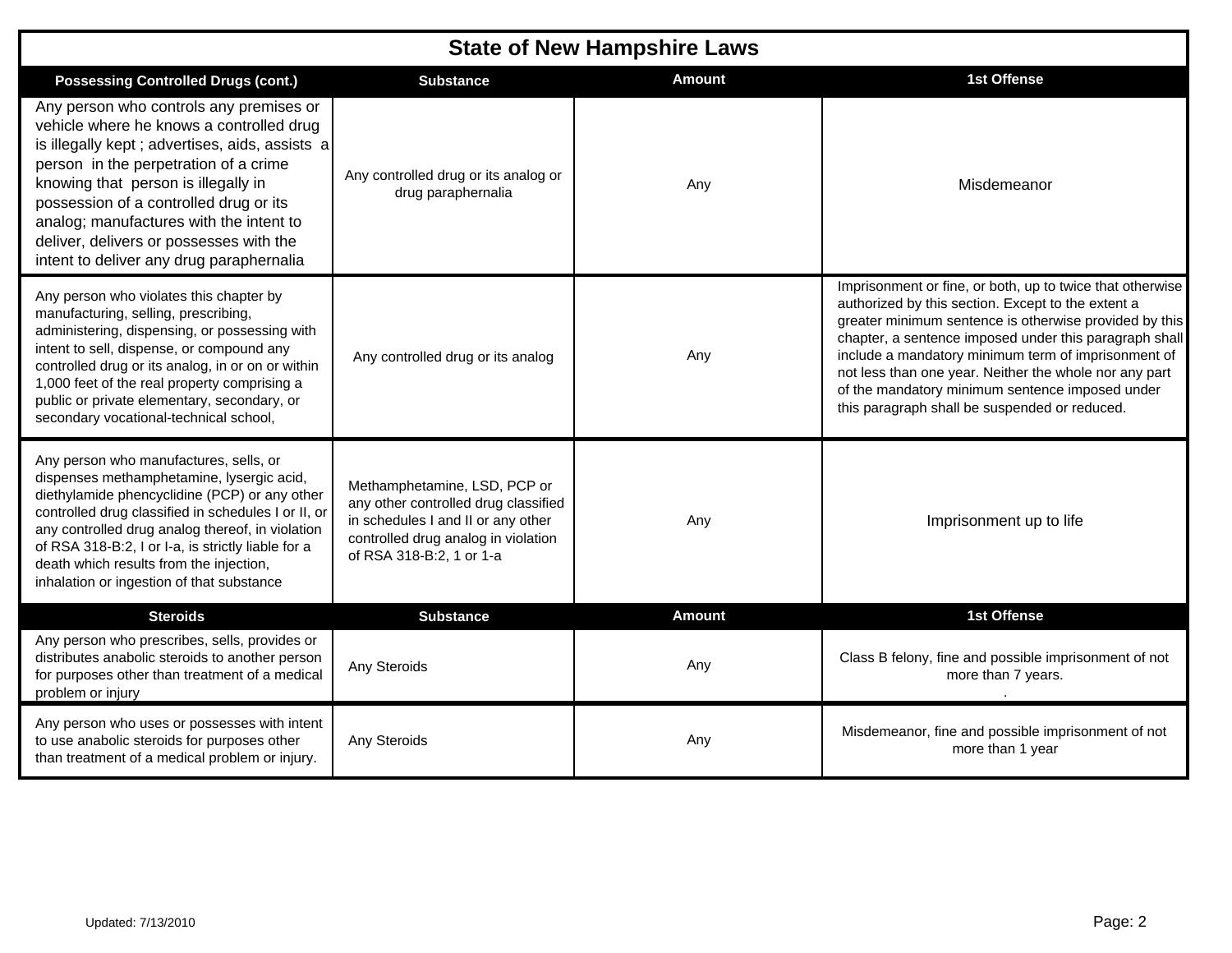# State of New Hampshire Laws

| Possessing Controlled Drugs (cont.) | Substance | Amount | 1st Offense |
|---|---|---|---|
| Any person who controls any premises or vehicle where he knows a controlled drug is illegally kept ; advertises, aids, assists a person in the perpetration of a crime knowing that person is illegally in possession of a controlled drug or its analog; manufactures with the intent to deliver, delivers or possesses with the intent to deliver any drug paraphernalia | Any controlled drug or its analog or drug paraphernalia | Any | Misdemeanor |
| Any person who violates this chapter by manufacturing, selling, prescribing, administering, dispensing, or possessing with intent to sell, dispense, or compound any controlled drug or its analog, in or on or within 1,000 feet of the real property comprising a public or private elementary, secondary, or secondary vocational-technical school, | Any controlled drug or its analog | Any | Imprisonment or fine, or both, up to twice that otherwise authorized by this section. Except to the extent a greater minimum sentence is otherwise provided by this chapter, a sentence imposed under this paragraph shall include a mandatory minimum term of imprisonment of not less than one year. Neither the whole nor any part of the mandatory minimum sentence imposed under this paragraph shall be suspended or reduced. |
| Any person who manufactures, sells, or dispenses methamphetamine, lysergic acid, diethylamide phencyclidine (PCP) or any other controlled drug classified in schedules I or II, or any controlled drug analog thereof, in violation of RSA 318-B:2, I or I-a, is strictly liable for a death which results from the injection, inhalation or ingestion of that substance | Methamphetamine, LSD, PCP or any other controlled drug classified in schedules I and II or any other controlled drug analog in violation of RSA 318-B:2, 1 or 1-a | Any | Imprisonment up to life |
| **Steroids** | **Substance** | **Amount** | **1st Offense** |
| Any person who prescribes, sells, provides or distributes anabolic steroids to another person for purposes other than treatment of a medical problem or injury | Any Steroids | Any | Class B felony, fine and possible imprisonment of not more than 7 years. . |
| Any person who uses or possesses with intent to use anabolic steroids for purposes other than treatment of a medical problem or injury. | Any Steroids | Any | Misdemeanor, fine and possible imprisonment of not more than 1 year |

Updated: 7/13/2010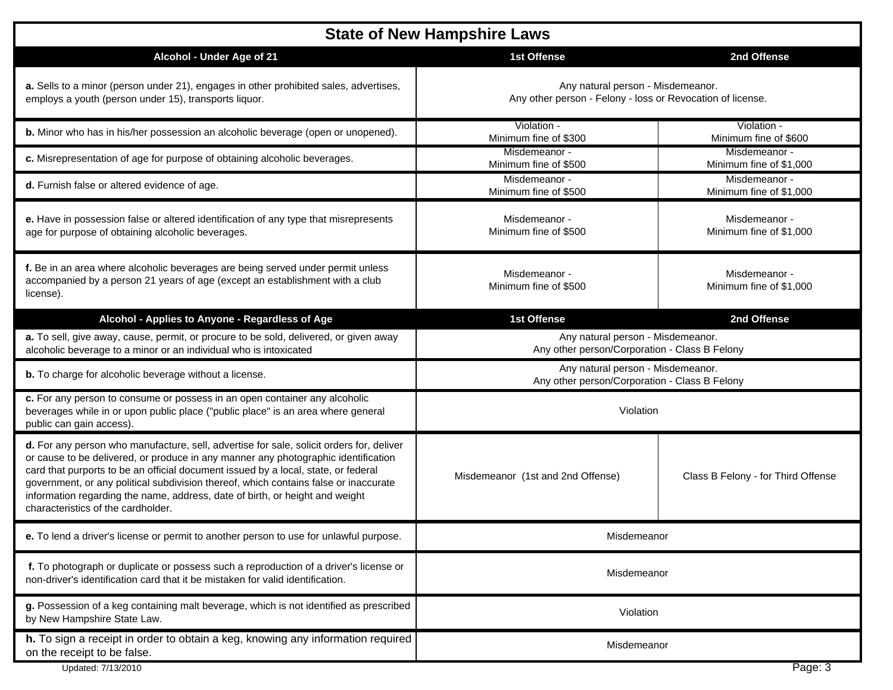# State of New Hampshire Laws

| Alcohol - Under Age of 21 | 1st Offense | 2nd Offense |
|---|---|---|
| **a.** Sells to a minor (person under 21), engages in other prohibited sales, advertises, employs a youth (person under 15), transports liquor. | Any natural person - Misdemeanor.<br>Any other person - Felony - loss or Revocation of license. | |
| **b.** Minor who has in his/her possession an alcoholic beverage (open or unopened). | Violation - Minimum fine of $300 | Violation - Minimum fine of $600 |
| **c.** Misrepresentation of age for purpose of obtaining alcoholic beverages. | Misdemeanor - Minimum fine of $500 | Misdemeanor - Minimum fine of $1,000 |
| **d.** Furnish false or altered evidence of age. | Misdemeanor - Minimum fine of $500 | Misdemeanor - Minimum fine of $1,000 |
| **e.** Have in possession false or altered identification of any type that misrepresents age for purpose of obtaining alcoholic beverages. | Misdemeanor - Minimum fine of $500 | Misdemeanor - Minimum fine of $1,000 |
| **f.** Be in an area where alcoholic beverages are being served under permit unless accompanied by a person 21 years of age (except an establishment with a club license). | Misdemeanor - Minimum fine of $500 | Misdemeanor - Minimum fine of $1,000 |
| **Alcohol - Applies to Anyone - Regardless of Age** | **1st Offense** | **2nd Offense** |
| **a.** To sell, give away, cause, permit, or procure to be sold, delivered, or given away alcoholic beverage to a minor or an individual who is intoxicated | Any natural person - Misdemeanor.<br>Any other person/Corporation - Class B Felony | |
| **b.** To charge for alcoholic beverage without a license. | Any natural person - Misdemeanor.<br>Any other person/Corporation - Class B Felony | |
| **c.** For any person to consume or possess in an open container any alcoholic beverages while in or upon public place ("public place" is an area where general public can gain access). | Violation | |
| **d.** For any person who manufacture, sell, advertise for sale, solicit orders for, deliver or cause to be delivered, or produce in any manner any photographic identification card that purports to be an official document issued by a local, state, or federal government, or any political subdivision thereof, which contains false or inaccurate information regarding the name, address, date of birth, or height and weight characteristics of the cardholder. | Misdemeanor (1st and 2nd Offense) | Class B Felony - for Third Offense |
| **e.** To lend a driver's license or permit to another person to use for unlawful purpose. | Misdemeanor | |
| **f.** To photograph or duplicate or possess such a reproduction of a driver's license or non-driver's identification card that it be mistaken for valid identification. | Misdemeanor | |
| **g.** Possession of a keg containing malt beverage, which is not identified as prescribed by New Hampshire State Law. | Violation | |
| **h.** To sign a receipt in order to obtain a keg, knowing any information required on the receipt to be false. | Misdemeanor | |

Updated: 7/13/2010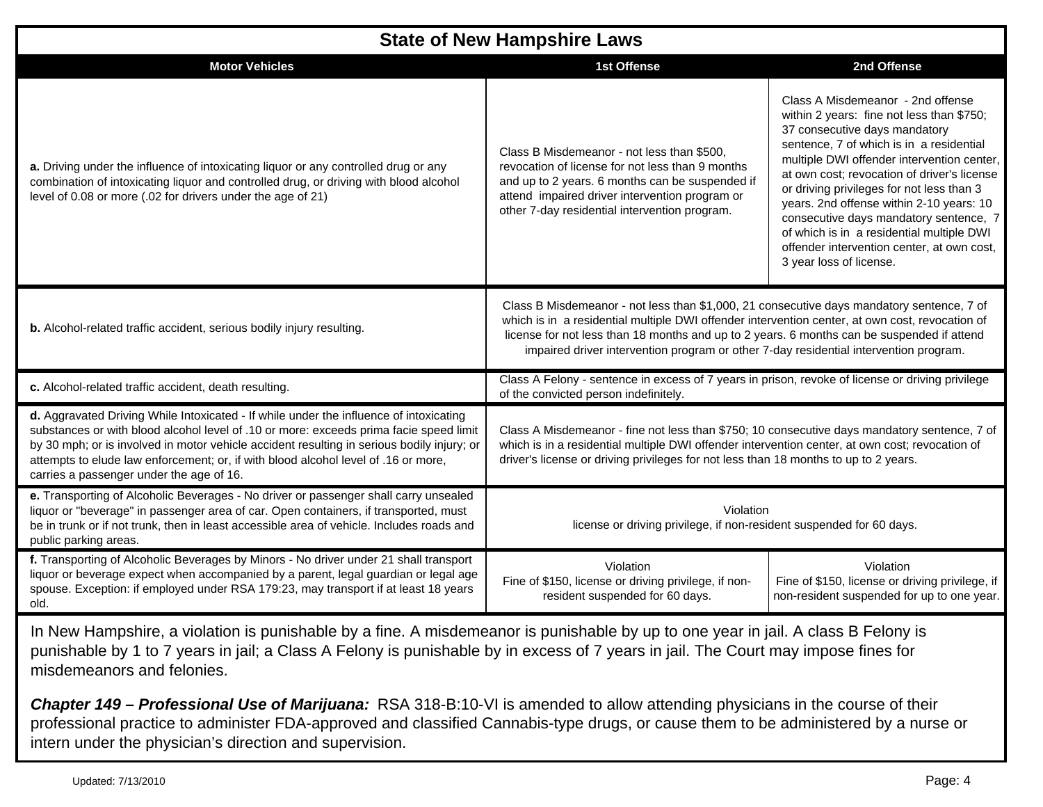## State of New Hampshire Laws

| Motor Vehicles | 1st Offense | 2nd Offense |
|---|---|---|
| **a.** Driving under the influence of intoxicating liquor or any controlled drug or any combination of intoxicating liquor and controlled drug, or driving with blood alcohol level of 0.08 or more (.02 for drivers under the age of 21) | Class B Misdemeanor - not less than $500, revocation of license for not less than 9 months and up to 2 years. 6 months can be suspended if attend impaired driver intervention program or other 7-day residential intervention program. | Class A Misdemeanor - 2nd offense within 2 years: fine not less than $750; 37 consecutive days mandatory sentence, 7 of which is in a residential multiple DWI offender intervention center, at own cost; revocation of driver's license or driving privileges for not less than 3 years. 2nd offense within 2-10 years: 10 consecutive days mandatory sentence, 7 of which is in a residential multiple DWI offender intervention center, at own cost, 3 year loss of license. |
| **b.** Alcohol-related traffic accident, serious bodily injury resulting. | Class B Misdemeanor - not less than $1,000, 21 consecutive days mandatory sentence, 7 of which is in a residential multiple DWI offender intervention center, at own cost, revocation of license for not less than 18 months and up to 2 years. 6 months can be suspended if attend impaired driver intervention program or other 7-day residential intervention program. | |
| **c.** Alcohol-related traffic accident, death resulting. | Class A Felony - sentence in excess of 7 years in prison, revoke of license or driving privilege of the convicted person indefinitely. | |
| **d.** Aggravated Driving While Intoxicated - If while under the influence of intoxicating substances or with blood alcohol level of .10 or more: exceeds prima facie speed limit by 30 mph; or is involved in motor vehicle accident resulting in serious bodily injury; or attempts to elude law enforcement; or, if with blood alcohol level of .16 or more, carries a passenger under the age of 16. | Class A Misdemeanor - fine not less than $750; 10 consecutive days mandatory sentence, 7 of which is in a residential multiple DWI offender intervention center, at own cost; revocation of driver's license or driving privileges for not less than 18 months to up to 2 years. | |
| **e.** Transporting of Alcoholic Beverages - No driver or passenger shall carry unsealed liquor or "beverage" in passenger area of car. Open containers, if transported, must be in trunk or if not trunk, then in least accessible area of vehicle. Includes roads and public parking areas. | Violation<br>license or driving privilege, if non-resident suspended for 60 days. | |
| **f.** Transporting of Alcoholic Beverages by Minors - No driver under 21 shall transport liquor or beverage expect when accompanied by a parent, legal guardian or legal age spouse. Exception: if employed under RSA 179:23, may transport if at least 18 years old. | Violation<br>Fine of $150, license or driving privilege, if non-resident suspended for 60 days. | Violation<br>Fine of $150, license or driving privilege, if non-resident suspended for up to one year. |

In New Hampshire, a violation is punishable by a fine. A misdemeanor is punishable by up to one year in jail. A class B Felony is punishable by 1 to 7 years in jail; a Class A Felony is punishable by in excess of 7 years in jail. The Court may impose fines for misdemeanors and felonies.

***Chapter 149 – Professional Use of Marijuana:*** RSA 318-B:10-VI is amended to allow attending physicians in the course of their professional practice to administer FDA-approved and classified Cannabis-type drugs, or cause them to be administered by a nurse or intern under the physician's direction and supervision.

Updated: 7/13/2010